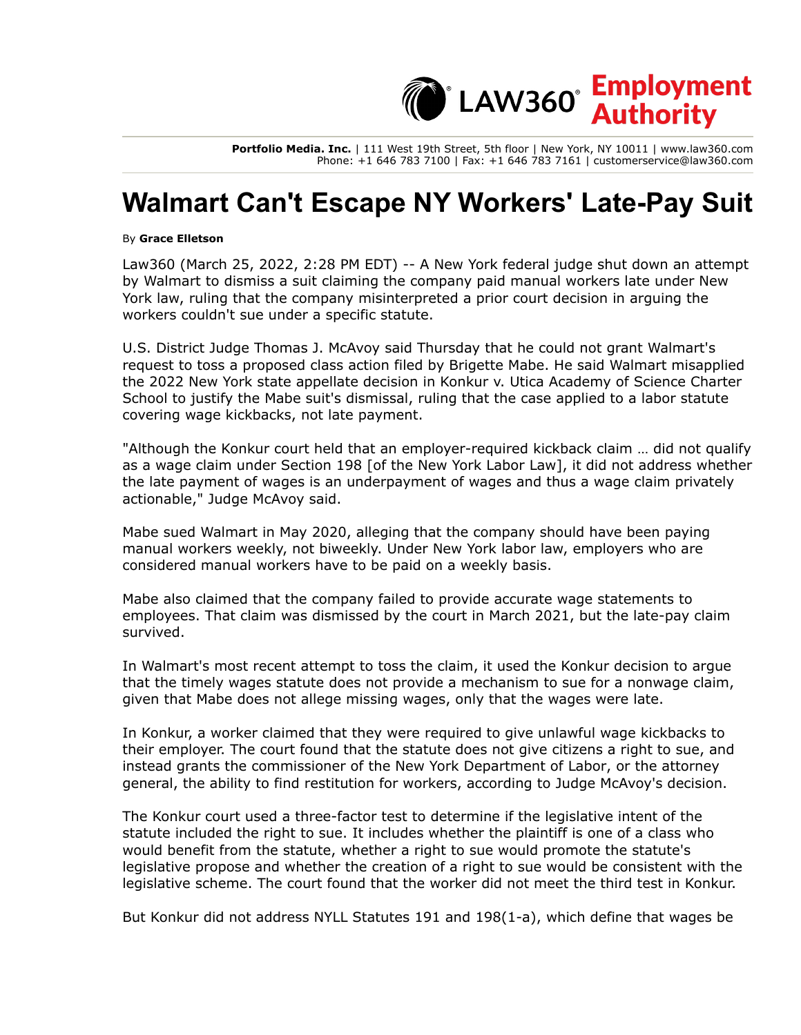# Walmart Can't Escape NY Workers' Late-Pay Suit

By **Grace Elletson**

Law360 (March 25, 2022, 2:28 PM EDT) -- A New York federal judge shut down an attempt by Walmart to dismiss a suit claiming the company paid manual workers late under New York law, ruling that the company misinterpreted a prior court decision in arguing the workers couldn't sue under a specific statute.

U.S. District Judge Thomas J. McAvoy said Thursday that he could not grant Walmart's request to toss a proposed class action filed by Brigette Mabe. He said Walmart misapplied the 2022 New York state appellate decision in Konkur v. Utica Academy of Science Charter School to justify the Mabe suit's dismissal, ruling that the case applied to a labor statute covering wage kickbacks, not late payment.

"Although the Konkur court held that an employer-required kickback claim … did not qualify as a wage claim under Section 198 [of the New York Labor Law], it did not address whether the late payment of wages is an underpayment of wages and thus a wage claim privately actionable," Judge McAvoy said.

Mabe sued Walmart in May 2020, alleging that the company should have been paying manual workers weekly, not biweekly. Under New York labor law, employers who are considered manual workers have to be paid on a weekly basis.

Mabe also claimed that the company failed to provide accurate wage statements to employees. That claim was dismissed by the court in March 2021, but the late-pay claim survived.

In Walmart's most recent attempt to toss the claim, it used the Konkur decision to argue that the timely wages statute does not provide a mechanism to sue for a nonwage claim, given that Mabe does not allege missing wages, only that the wages were late.

In Konkur, a worker claimed that they were required to give unlawful wage kickbacks to their employer. The court found that the statute does not give citizens a right to sue, and instead grants the commissioner of the New York Department of Labor, or the attorney general, the ability to find restitution for workers, according to Judge McAvoy's decision.

The Konkur court used a three-factor test to determine if the legislative intent of the statute included the right to sue. It includes whether the plaintiff is one of a class who would benefit from the statute, whether a right to sue would promote the statute's legislative propose and whether the creation of a right to sue would be consistent with the legislative scheme. The court found that the worker did not meet the third test in Konkur.

But Konkur did not address NYLL Statutes 191 and 198(1-a), which define that wages be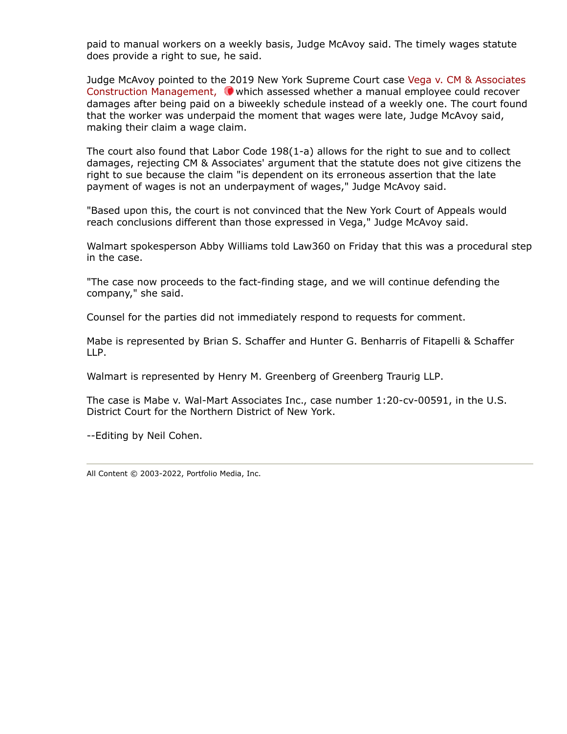paid to manual workers on a weekly basis, Judge McAvoy said. The timely wages statute does provide a right to sue, he said.

Judge McAvoy pointed to the 2019 New York Supreme Court case Vega v. CM & Associates Construction Management, which assessed whether a manual employee could recover damages after being paid on a biweekly schedule instead of a weekly one. The court found that the worker was underpaid the moment that wages were late, Judge McAvoy said, making their claim a wage claim.

The court also found that Labor Code 198(1-a) allows for the right to sue and to collect damages, rejecting CM & Associates' argument that the statute does not give citizens the right to sue because the claim "is dependent on its erroneous assertion that the late payment of wages is not an underpayment of wages," Judge McAvoy said.

"Based upon this, the court is not convinced that the New York Court of Appeals would reach conclusions different than those expressed in Vega," Judge McAvoy said.

Walmart spokesperson Abby Williams told Law360 on Friday that this was a procedural step in the case.

"The case now proceeds to the fact-finding stage, and we will continue defending the company," she said.

Counsel for the parties did not immediately respond to requests for comment.

Mabe is represented by Brian S. Schaffer and Hunter G. Benharris of Fitapelli & Schaffer LLP.

Walmart is represented by Henry M. Greenberg of Greenberg Traurig LLP.

The case is Mabe v. Wal-Mart Associates Inc., case number 1:20-cv-00591, in the U.S. District Court for the Northern District of New York.

--Editing by Neil Cohen.

All Content © 2003-2022, Portfolio Media, Inc.